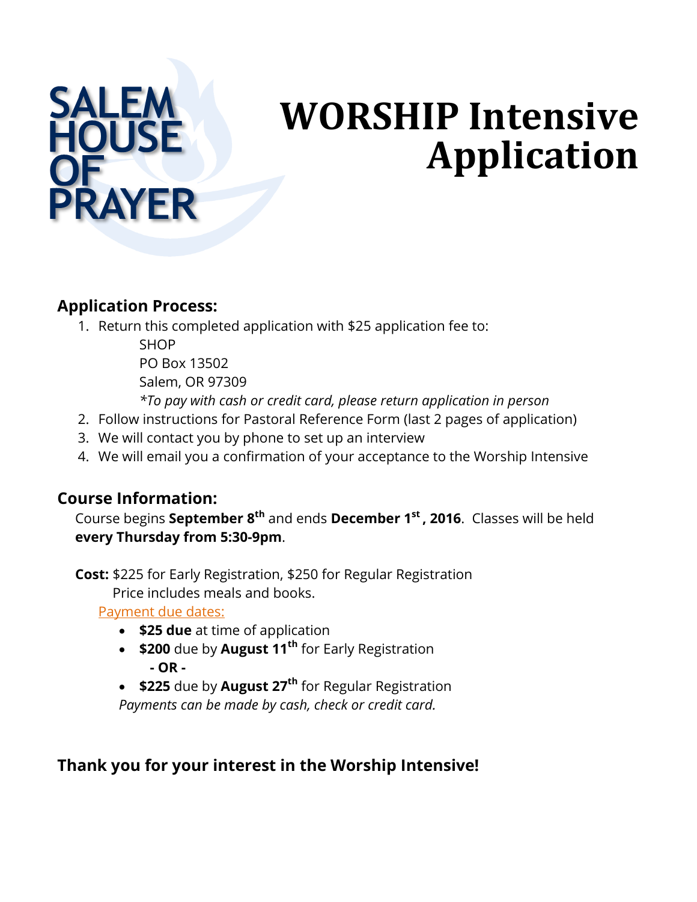SALEM HOUSE OF PRAYER

# WORSHIP Intensive Application

## Application Process:

1. Return this completed application with $25 application fee to:
   SHOP
   PO Box 13502
   Salem, OR 97309
   *\*To pay with cash or credit card, please return application in person*
2. Follow instructions for Pastoral Reference Form (last 2 pages of application)
3. We will contact you by phone to set up an interview
4. We will email you a confirmation of your acceptance to the Worship Intensive

## Course Information:

Course begins **September 8th** and ends **December 1st, 2016**. Classes will be held **every Thursday from 5:30-9pm**.

**Cost:** $225 for Early Registration, $250 for Regular Registration
Price includes meals and books.

Payment due dates:

- **$25 due** at time of application
- **$200** due by **August 11th** for Early Registration
  **- OR -**
- **$225** due by **August 27th** for Regular Registration

*Payments can be made by cash, check or credit card.*

**Thank you for your interest in the Worship Intensive!**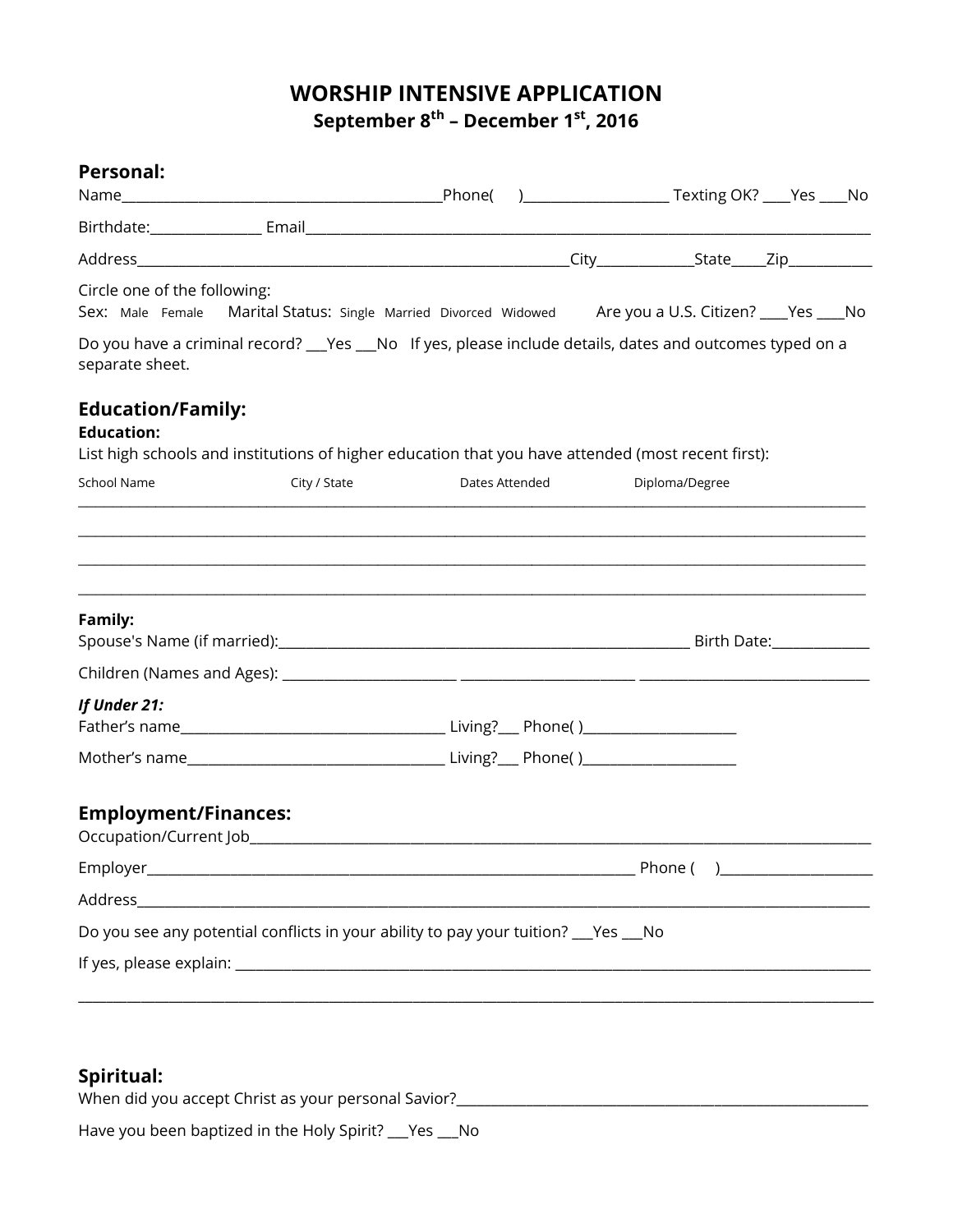# WORSHIP INTENSIVE APPLICATION

**September 8th – December 1st, 2016**

## Personal:

Name___________________________________________Phone(     )____________________ Texting OK? ____Yes ____No

Birthdate:_______________ Email__________________________________________________________________________

Address___________________________________________________________City_____________State_____Zip___________

Circle one of the following:
Sex: Male Female   Marital Status: Single Married Divorced Widowed   Are you a U.S. Citizen? ____Yes ____No

Do you have a criminal record? ___Yes ___No  If yes, please include details, dates and outcomes typed on a separate sheet.

## Education/Family:

**Education:**

List high schools and institutions of higher education that you have attended (most recent first):

| School Name | City / State | Dates Attended | Diploma/Degree |
| --- | --- | --- | --- |
| | | | |
| | | | |
| | | | |
| | | | |

**Family:**

Spouse's Name (if married):_________________________________________________________ Birth Date:_____________

Children (Names and Ages): ________________________ ________________________ _______________________________

***If Under 21:***

Father's name____________________________________ Living?___ Phone( )_____________________

Mother's name___________________________________ Living?___ Phone( )_____________________

## Employment/Finances:

Occupation/Current Job___________________________________________________________________________________

Employer____________________________________________________________________ Phone (     )_____________________

Address___________________________________________________________________________________________________

Do you see any potential conflicts in your ability to pay your tuition? ___Yes ___No

If yes, please explain: ______________________________________________________________________________________

_________________________________________________________________________________________________________

## Spiritual:

When did you accept Christ as your personal Savior?__________________________________________________________

Have you been baptized in the Holy Spirit? ___Yes ___No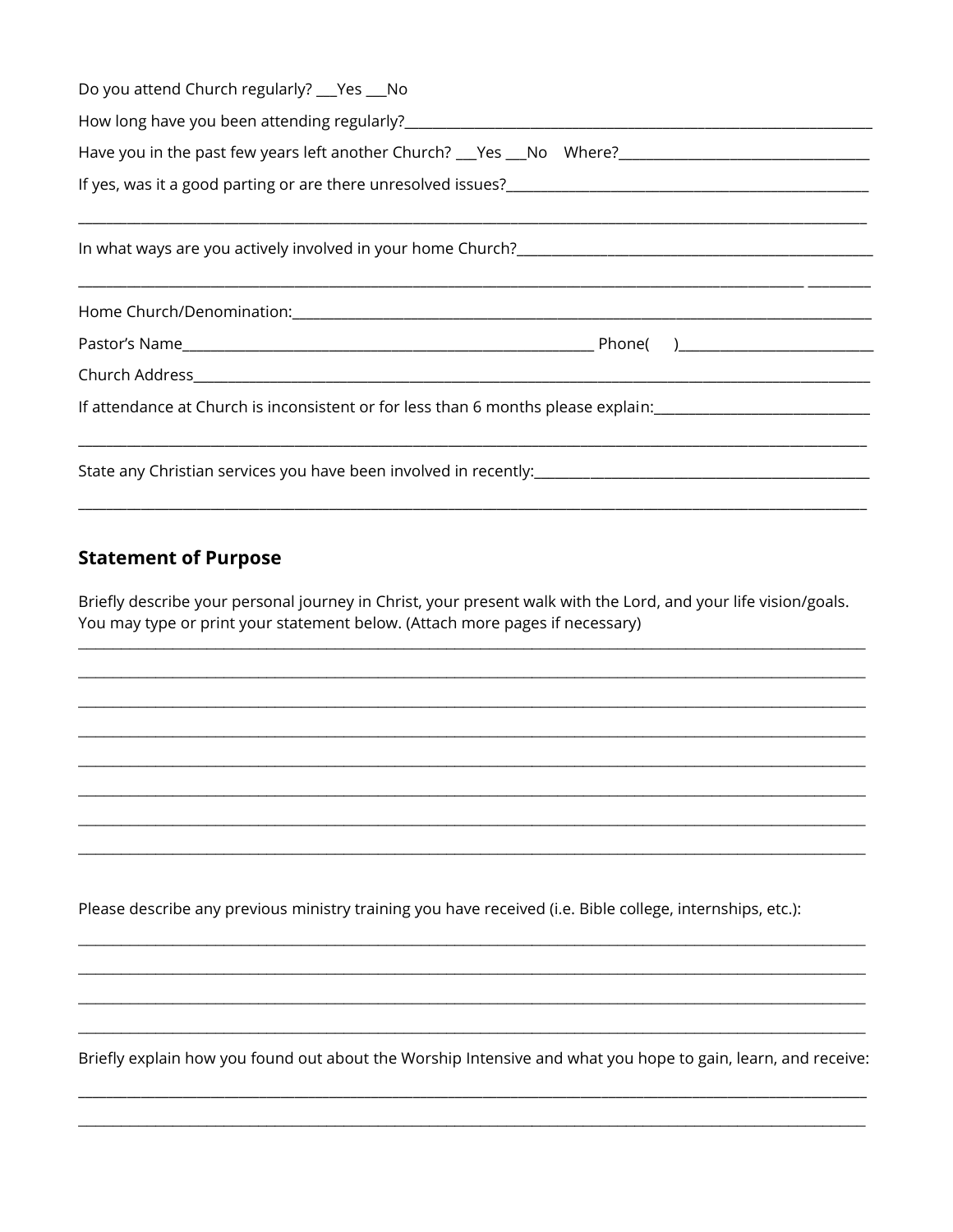Do you attend Church regularly? ___Yes ___No

How long have you been attending regularly?________________________________________________

Have you in the past few years left another Church? ___Yes ___No   Where?__________________________

If yes, was it a good parting or are there unresolved issues?_____________________________________

________________________________________________________________________________

In what ways are you actively involved in your home Church?_____________________________________

________________________________________________________________________________

Home Church/Denomination:_______________________________________________________

Pastor's Name_________________________________________ Phone(     )___________________

Church Address_______________________________________________________________

If attendance at Church is inconsistent or for less than 6 months please explain:____________________

________________________________________________________________________________

State any Christian services you have been involved in recently:_______________________________

________________________________________________________________________________

## Statement of Purpose

Briefly describe your personal journey in Christ, your present walk with the Lord, and your life vision/goals. You may type or print your statement below. (Attach more pages if necessary)

________________________________________________________________________________

________________________________________________________________________________

________________________________________________________________________________

________________________________________________________________________________

________________________________________________________________________________

________________________________________________________________________________

________________________________________________________________________________

________________________________________________________________________________

Please describe any previous ministry training you have received (i.e. Bible college, internships, etc.):

________________________________________________________________________________

________________________________________________________________________________

________________________________________________________________________________

________________________________________________________________________________

Briefly explain how you found out about the Worship Intensive and what you hope to gain, learn, and receive:

________________________________________________________________________________

________________________________________________________________________________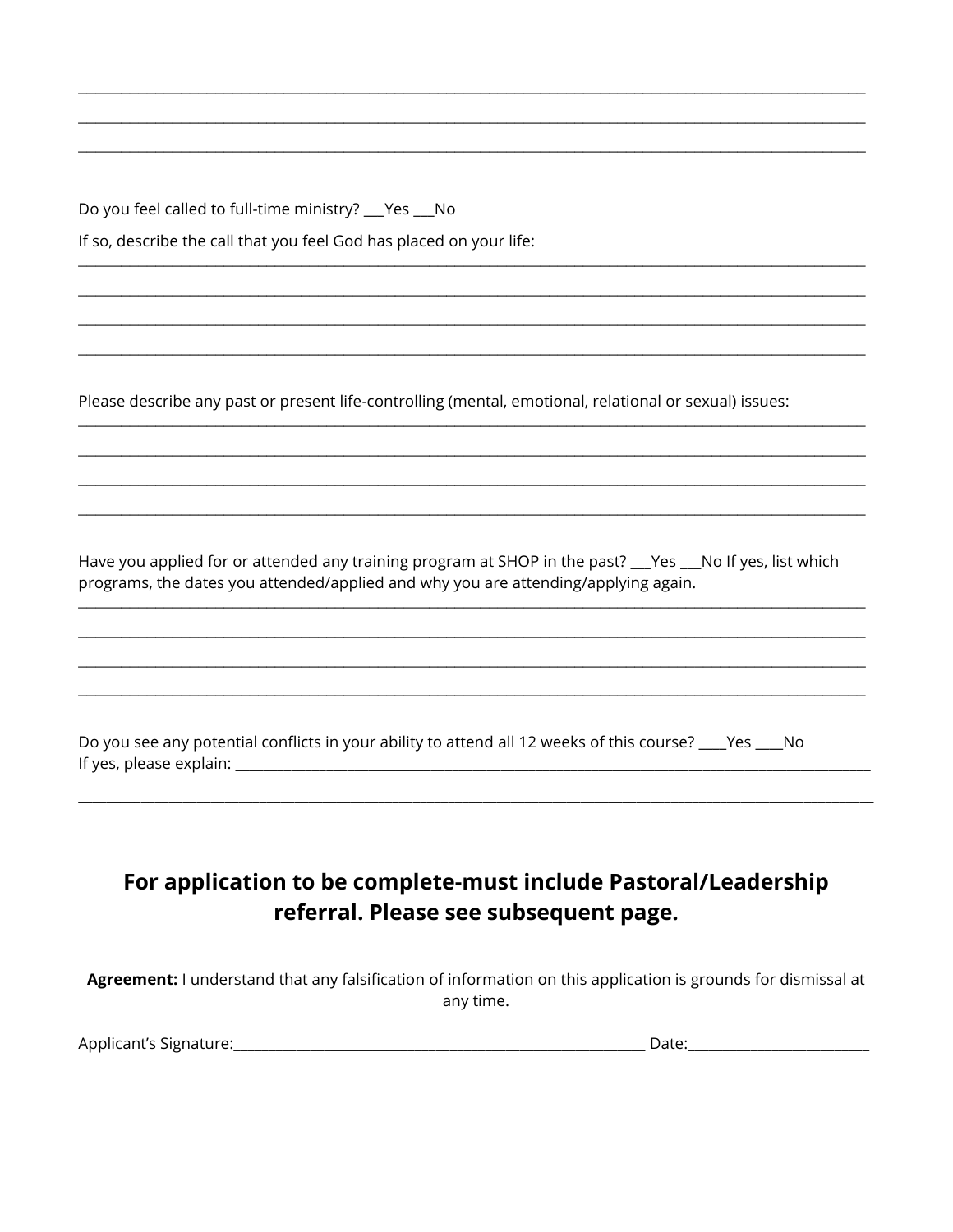\_\_\_\_\_\_\_\_\_\_\_\_\_\_\_\_\_\_\_\_\_\_\_\_\_\_\_\_\_\_\_\_\_\_\_\_\_\_\_\_\_\_\_\_\_\_\_\_\_\_\_\_\_\_\_\_\_\_\_\_\_\_\_\_\_\_\_\_\_\_\_\_\_\_\_\_\_\_\_\_

\_\_\_\_\_\_\_\_\_\_\_\_\_\_\_\_\_\_\_\_\_\_\_\_\_\_\_\_\_\_\_\_\_\_\_\_\_\_\_\_\_\_\_\_\_\_\_\_\_\_\_\_\_\_\_\_\_\_\_\_\_\_\_\_\_\_\_\_\_\_\_\_\_\_\_\_\_\_\_\_

\_\_\_\_\_\_\_\_\_\_\_\_\_\_\_\_\_\_\_\_\_\_\_\_\_\_\_\_\_\_\_\_\_\_\_\_\_\_\_\_\_\_\_\_\_\_\_\_\_\_\_\_\_\_\_\_\_\_\_\_\_\_\_\_\_\_\_\_\_\_\_\_\_\_\_\_\_\_\_\_

Do you feel called to full-time ministry? \_\_\_Yes \_\_\_No

If so, describe the call that you feel God has placed on your life:

\_\_\_\_\_\_\_\_\_\_\_\_\_\_\_\_\_\_\_\_\_\_\_\_\_\_\_\_\_\_\_\_\_\_\_\_\_\_\_\_\_\_\_\_\_\_\_\_\_\_\_\_\_\_\_\_\_\_\_\_\_\_\_\_\_\_\_\_\_\_\_\_\_\_\_\_\_\_\_\_

\_\_\_\_\_\_\_\_\_\_\_\_\_\_\_\_\_\_\_\_\_\_\_\_\_\_\_\_\_\_\_\_\_\_\_\_\_\_\_\_\_\_\_\_\_\_\_\_\_\_\_\_\_\_\_\_\_\_\_\_\_\_\_\_\_\_\_\_\_\_\_\_\_\_\_\_\_\_\_\_

\_\_\_\_\_\_\_\_\_\_\_\_\_\_\_\_\_\_\_\_\_\_\_\_\_\_\_\_\_\_\_\_\_\_\_\_\_\_\_\_\_\_\_\_\_\_\_\_\_\_\_\_\_\_\_\_\_\_\_\_\_\_\_\_\_\_\_\_\_\_\_\_\_\_\_\_\_\_\_\_

\_\_\_\_\_\_\_\_\_\_\_\_\_\_\_\_\_\_\_\_\_\_\_\_\_\_\_\_\_\_\_\_\_\_\_\_\_\_\_\_\_\_\_\_\_\_\_\_\_\_\_\_\_\_\_\_\_\_\_\_\_\_\_\_\_\_\_\_\_\_\_\_\_\_\_\_\_\_\_\_

Please describe any past or present life-controlling (mental, emotional, relational or sexual) issues:

\_\_\_\_\_\_\_\_\_\_\_\_\_\_\_\_\_\_\_\_\_\_\_\_\_\_\_\_\_\_\_\_\_\_\_\_\_\_\_\_\_\_\_\_\_\_\_\_\_\_\_\_\_\_\_\_\_\_\_\_\_\_\_\_\_\_\_\_\_\_\_\_\_\_\_\_\_\_\_\_

\_\_\_\_\_\_\_\_\_\_\_\_\_\_\_\_\_\_\_\_\_\_\_\_\_\_\_\_\_\_\_\_\_\_\_\_\_\_\_\_\_\_\_\_\_\_\_\_\_\_\_\_\_\_\_\_\_\_\_\_\_\_\_\_\_\_\_\_\_\_\_\_\_\_\_\_\_\_\_\_

\_\_\_\_\_\_\_\_\_\_\_\_\_\_\_\_\_\_\_\_\_\_\_\_\_\_\_\_\_\_\_\_\_\_\_\_\_\_\_\_\_\_\_\_\_\_\_\_\_\_\_\_\_\_\_\_\_\_\_\_\_\_\_\_\_\_\_\_\_\_\_\_\_\_\_\_\_\_\_\_

\_\_\_\_\_\_\_\_\_\_\_\_\_\_\_\_\_\_\_\_\_\_\_\_\_\_\_\_\_\_\_\_\_\_\_\_\_\_\_\_\_\_\_\_\_\_\_\_\_\_\_\_\_\_\_\_\_\_\_\_\_\_\_\_\_\_\_\_\_\_\_\_\_\_\_\_\_\_\_\_

Have you applied for or attended any training program at SHOP in the past? \_\_\_Yes \_\_\_No If yes, list which programs, the dates you attended/applied and why you are attending/applying again.

\_\_\_\_\_\_\_\_\_\_\_\_\_\_\_\_\_\_\_\_\_\_\_\_\_\_\_\_\_\_\_\_\_\_\_\_\_\_\_\_\_\_\_\_\_\_\_\_\_\_\_\_\_\_\_\_\_\_\_\_\_\_\_\_\_\_\_\_\_\_\_\_\_\_\_\_\_\_\_\_

\_\_\_\_\_\_\_\_\_\_\_\_\_\_\_\_\_\_\_\_\_\_\_\_\_\_\_\_\_\_\_\_\_\_\_\_\_\_\_\_\_\_\_\_\_\_\_\_\_\_\_\_\_\_\_\_\_\_\_\_\_\_\_\_\_\_\_\_\_\_\_\_\_\_\_\_\_\_\_\_

\_\_\_\_\_\_\_\_\_\_\_\_\_\_\_\_\_\_\_\_\_\_\_\_\_\_\_\_\_\_\_\_\_\_\_\_\_\_\_\_\_\_\_\_\_\_\_\_\_\_\_\_\_\_\_\_\_\_\_\_\_\_\_\_\_\_\_\_\_\_\_\_\_\_\_\_\_\_\_\_

\_\_\_\_\_\_\_\_\_\_\_\_\_\_\_\_\_\_\_\_\_\_\_\_\_\_\_\_\_\_\_\_\_\_\_\_\_\_\_\_\_\_\_\_\_\_\_\_\_\_\_\_\_\_\_\_\_\_\_\_\_\_\_\_\_\_\_\_\_\_\_\_\_\_\_\_\_\_\_\_

Do you see any potential conflicts in your ability to attend all 12 weeks of this course? \_\_\_\_Yes \_\_\_\_No
If yes, please explain: \_\_\_\_\_\_\_\_\_\_\_\_\_\_\_\_\_\_\_\_\_\_\_\_\_\_\_\_\_\_\_\_\_\_\_\_\_\_\_\_\_\_\_\_\_\_\_\_\_\_\_\_\_\_\_\_\_\_\_\_\_\_\_\_\_\_

\_\_\_\_\_\_\_\_\_\_\_\_\_\_\_\_\_\_\_\_\_\_\_\_\_\_\_\_\_\_\_\_\_\_\_\_\_\_\_\_\_\_\_\_\_\_\_\_\_\_\_\_\_\_\_\_\_\_\_\_\_\_\_\_\_\_\_\_\_\_\_\_\_\_\_\_\_\_\_\_

## For application to be complete-must include Pastoral/Leadership referral. Please see subsequent page.

**Agreement:** I understand that any falsification of information on this application is grounds for dismissal at any time.

Applicant's Signature:\_\_\_\_\_\_\_\_\_\_\_\_\_\_\_\_\_\_\_\_\_\_\_\_\_\_\_\_\_\_\_\_\_\_\_\_\_\_\_\_\_\_\_\_ Date:\_\_\_\_\_\_\_\_\_\_\_\_\_\_\_\_\_\_\_\_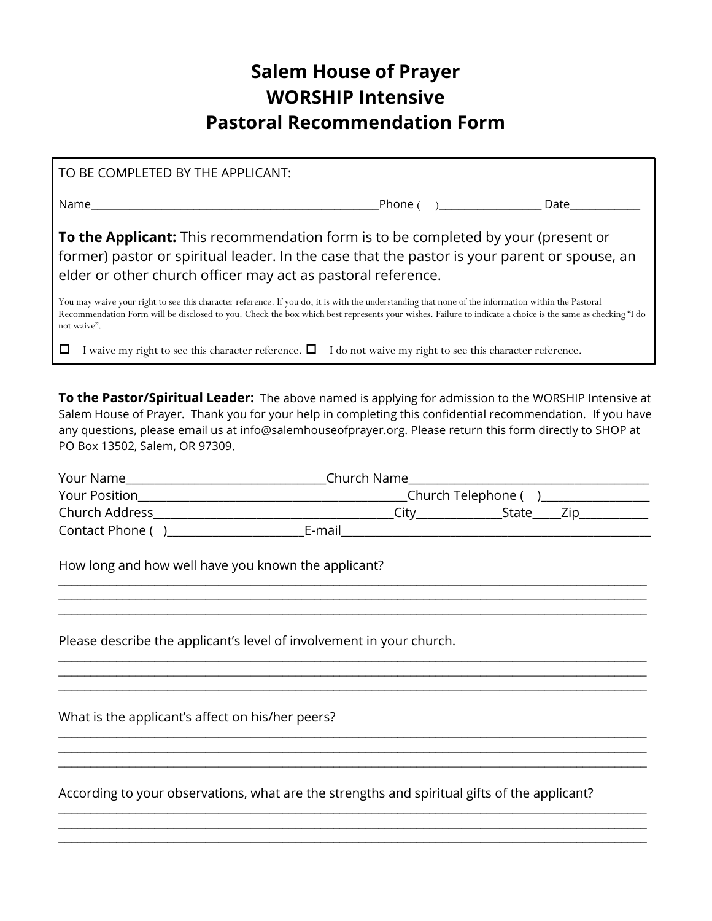# Salem House of Prayer
# WORSHIP Intensive
# Pastoral Recommendation Form

TO BE COMPLETED BY THE APPLICANT:

Name____________________________________________________Phone (     )__________________ Date_____________

**To the Applicant:** This recommendation form is to be completed by your (present or former) pastor or spiritual leader. In the case that the pastor is your parent or spouse, an elder or other church officer may act as pastoral reference.

You may waive your right to see this character reference. If you do, it is with the understanding that none of the information within the Pastoral Recommendation Form will be disclosed to you. Check the box which best represents your wishes. Failure to indicate a choice is the same as checking "I do not waive".

☐ I waive my right to see this character reference. ☐ I do not waive my right to see this character reference.

**To the Pastor/Spiritual Leader:** The above named is applying for admission to the WORSHIP Intensive at Salem House of Prayer. Thank you for your help in completing this confidential recommendation. If you have any questions, please email us at info@salemhouseofprayer.org. Please return this form directly to SHOP at PO Box 13502, Salem, OR 97309.

Your Name__________________________________Church Name________________________________________

Your Position_____________________________________________Church Telephone (    )__________________

Church Address_________________________________________City_______________State_____Zip___________

Contact Phone (   )_______________________E-mail___________________________________________________

How long and how well have you known the applicant?

________________________________________________________________________________________________

________________________________________________________________________________________________

________________________________________________________________________________________________

Please describe the applicant's level of involvement in your church.

________________________________________________________________________________________________

________________________________________________________________________________________________

________________________________________________________________________________________________

What is the applicant's affect on his/her peers?

________________________________________________________________________________________________

________________________________________________________________________________________________

________________________________________________________________________________________________

According to your observations, what are the strengths and spiritual gifts of the applicant?

________________________________________________________________________________________________

________________________________________________________________________________________________

________________________________________________________________________________________________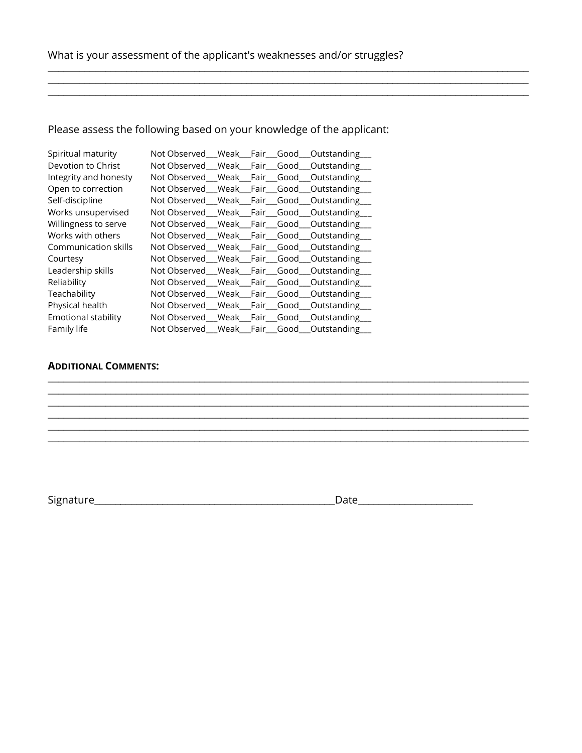What is your assessment of the applicant's weaknesses and/or struggles?

_______________________________________________________________________________________________
_______________________________________________________________________________________________
_______________________________________________________________________________________________

Please assess the following based on your knowledge of the applicant:

| | |
|---|---|
| Spiritual maturity | Not Observed___Weak___Fair___Good___Outstanding___ |
| Devotion to Christ | Not Observed___Weak___Fair___Good___Outstanding___ |
| Integrity and honesty | Not Observed___Weak___Fair___Good___Outstanding___ |
| Open to correction | Not Observed___Weak___Fair___Good___Outstanding___ |
| Self-discipline | Not Observed___Weak___Fair___Good___Outstanding___ |
| Works unsupervised | Not Observed___Weak___Fair___Good___Outstanding___ |
| Willingness to serve | Not Observed___Weak___Fair___Good___Outstanding___ |
| Works with others | Not Observed___Weak___Fair___Good___Outstanding___ |
| Communication skills | Not Observed___Weak___Fair___Good___Outstanding___ |
| Courtesy | Not Observed___Weak___Fair___Good___Outstanding___ |
| Leadership skills | Not Observed___Weak___Fair___Good___Outstanding___ |
| Reliability | Not Observed___Weak___Fair___Good___Outstanding___ |
| Teachability | Not Observed___Weak___Fair___Good___Outstanding___ |
| Physical health | Not Observed___Weak___Fair___Good___Outstanding___ |
| Emotional stability | Not Observed___Weak___Fair___Good___Outstanding___ |
| Family life | Not Observed___Weak___Fair___Good___Outstanding___ |

**ADDITIONAL COMMENTS:**

_______________________________________________________________________________________________
_______________________________________________________________________________________________
_______________________________________________________________________________________________
_______________________________________________________________________________________________
_______________________________________________________________________________________________
_______________________________________________________________________________________________

Signature_______________________________________________Date______________________